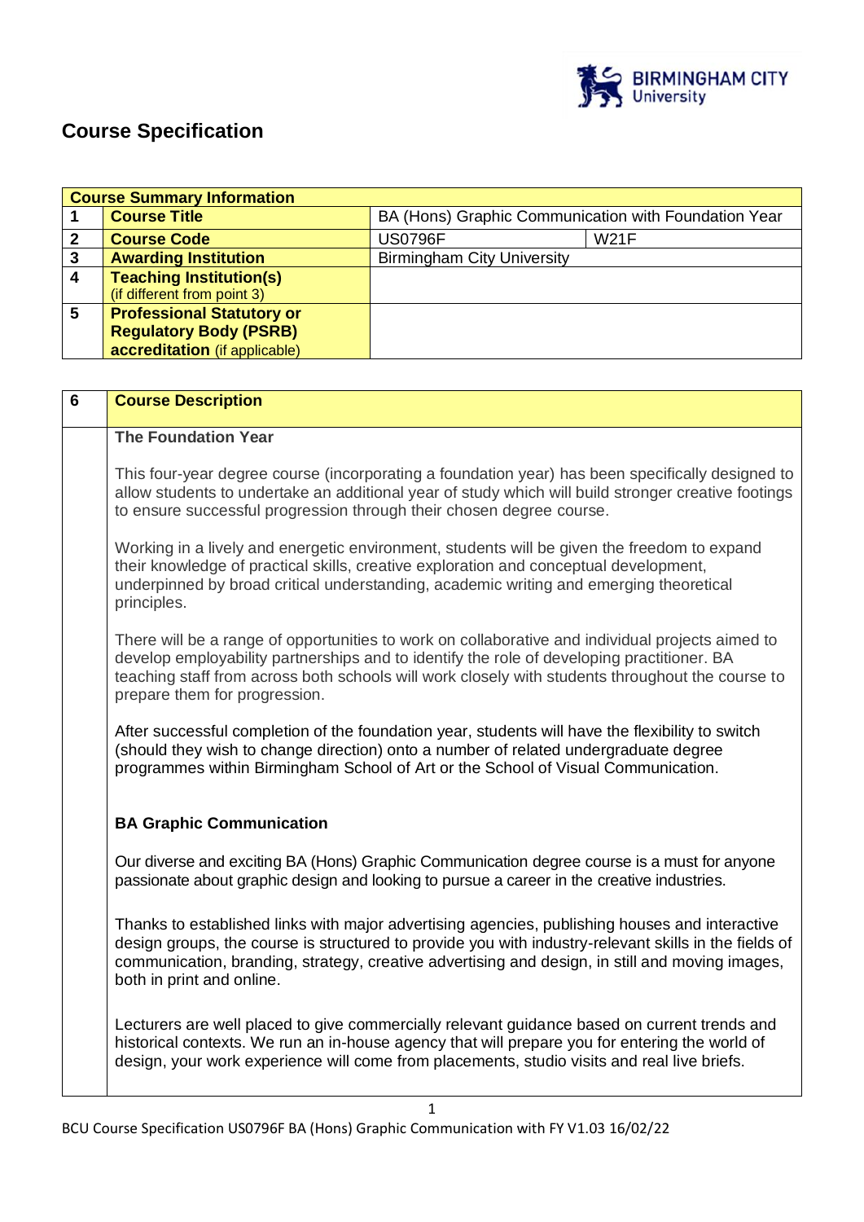# Course Specification

| Course Summary Information | | | |
|---|---|---|---|
| 1 | **Course Title** | BA (Hons) Graphic Communication with Foundation Year | |
| 2 | **Course Code** | US0796F | W21F |
| 3 | **Awarding Institution** | Birmingham City University | |
| 4 | **Teaching Institution(s)** (if different from point 3) | | |
| 5 | **Professional Statutory or Regulatory Body (PSRB) accreditation** (if applicable) | | |

| 6 | Course Description |
|---|---|

**The Foundation Year**

This four-year degree course (incorporating a foundation year) has been specifically designed to allow students to undertake an additional year of study which will build stronger creative footings to ensure successful progression through their chosen degree course.

Working in a lively and energetic environment, students will be given the freedom to expand their knowledge of practical skills, creative exploration and conceptual development, underpinned by broad critical understanding, academic writing and emerging theoretical principles.

There will be a range of opportunities to work on collaborative and individual projects aimed to develop employability partnerships and to identify the role of developing practitioner. BA teaching staff from across both schools will work closely with students throughout the course to prepare them for progression.

After successful completion of the foundation year, students will have the flexibility to switch (should they wish to change direction) onto a number of related undergraduate degree programmes within Birmingham School of Art or the School of Visual Communication.

**BA Graphic Communication**

Our diverse and exciting BA (Hons) Graphic Communication degree course is a must for anyone passionate about graphic design and looking to pursue a career in the creative industries.

Thanks to established links with major advertising agencies, publishing houses and interactive design groups, the course is structured to provide you with industry-relevant skills in the fields of communication, branding, strategy, creative advertising and design, in still and moving images, both in print and online.

Lecturers are well placed to give commercially relevant guidance based on current trends and historical contexts. We run an in-house agency that will prepare you for entering the world of design, your work experience will come from placements, studio visits and real live briefs.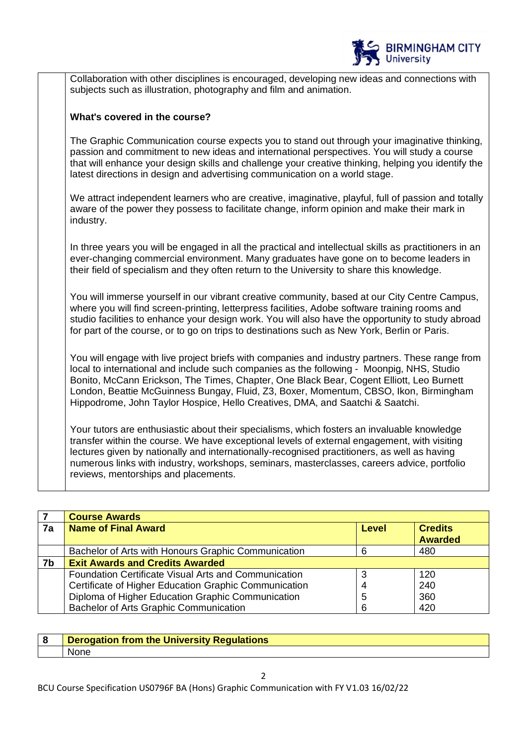Collaboration with other disciplines is encouraged, developing new ideas and connections with subjects such as illustration, photography and film and animation.

**What's covered in the course?**

The Graphic Communication course expects you to stand out through your imaginative thinking, passion and commitment to new ideas and international perspectives. You will study a course that will enhance your design skills and challenge your creative thinking, helping you identify the latest directions in design and advertising communication on a world stage.

We attract independent learners who are creative, imaginative, playful, full of passion and totally aware of the power they possess to facilitate change, inform opinion and make their mark in industry.

In three years you will be engaged in all the practical and intellectual skills as practitioners in an ever-changing commercial environment. Many graduates have gone on to become leaders in their field of specialism and they often return to the University to share this knowledge.

You will immerse yourself in our vibrant creative community, based at our City Centre Campus, where you will find screen-printing, letterpress facilities, Adobe software training rooms and studio facilities to enhance your design work. You will also have the opportunity to study abroad for part of the course, or to go on trips to destinations such as New York, Berlin or Paris.

You will engage with live project briefs with companies and industry partners. These range from local to international and include such companies as the following - Moonpig, NHS, Studio Bonito, McCann Erickson, The Times, Chapter, One Black Bear, Cogent Elliott, Leo Burnett London, Beattie McGuinness Bungay, Fluid, Z3, Boxer, Momentum, CBSO, Ikon, Birmingham Hippodrome, John Taylor Hospice, Hello Creatives, DMA, and Saatchi & Saatchi.

Your tutors are enthusiastic about their specialisms, which fosters an invaluable knowledge transfer within the course. We have exceptional levels of external engagement, with visiting lectures given by nationally and internationally-recognised practitioners, as well as having numerous links with industry, workshops, seminars, masterclasses, careers advice, portfolio reviews, mentorships and placements.

| 7 | **Course Awards** | | |
|---|---|---|---|
| **7a** | **Name of Final Award** | **Level** | **Credits Awarded** |
| | Bachelor of Arts with Honours Graphic Communication | 6 | 480 |
| **7b** | **Exit Awards and Credits Awarded** | | |
| | Foundation Certificate Visual Arts and Communication | 3 | 120 |
| | Certificate of Higher Education Graphic Communication | 4 | 240 |
| | Diploma of Higher Education Graphic Communication | 5 | 360 |
| | Bachelor of Arts Graphic Communication | 6 | 420 |

| 8 | **Derogation from the University Regulations** |
|---|---|
| | None |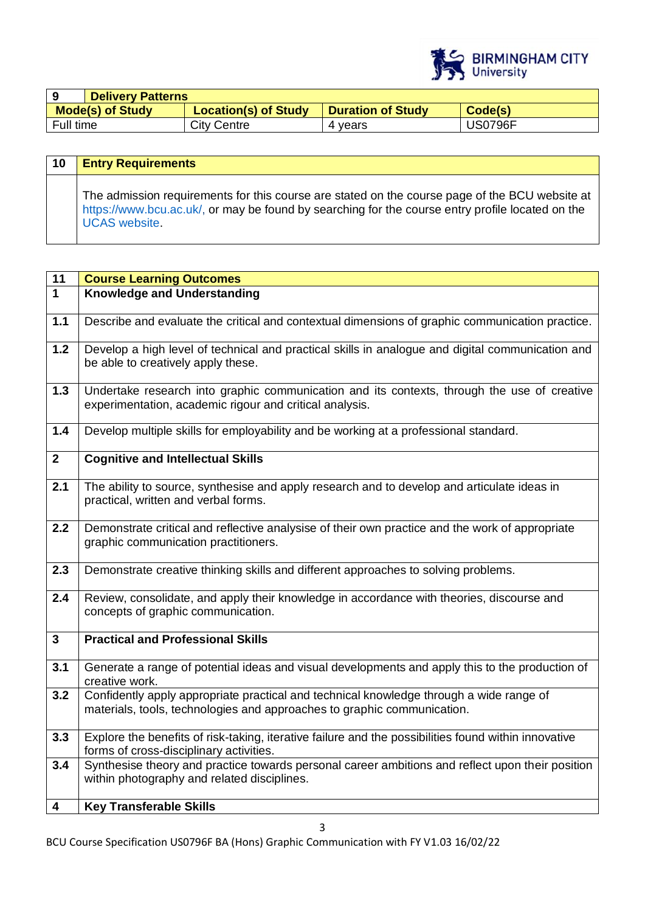| 9 | Delivery Patterns | | |
|---|---|---|---|
| **Mode(s) of Study** | **Location(s) of Study** | **Duration of Study** | **Code(s)** |
| Full time | City Centre | 4 years | US0796F |

| 10 | Entry Requirements |
|---|---|
| | The admission requirements for this course are stated on the course page of the BCU website at https://www.bcu.ac.uk/, or may be found by searching for the course entry profile located on the UCAS website. |

| 11 | Course Learning Outcomes |
|---|---|
| **1** | **Knowledge and Understanding** |
| 1.1 | Describe and evaluate the critical and contextual dimensions of graphic communication practice. |
| 1.2 | Develop a high level of technical and practical skills in analogue and digital communication and be able to creatively apply these. |
| 1.3 | Undertake research into graphic communication and its contexts, through the use of creative experimentation, academic rigour and critical analysis. |
| 1.4 | Develop multiple skills for employability and be working at a professional standard. |
| **2** | **Cognitive and Intellectual Skills** |
| 2.1 | The ability to source, synthesise and apply research and to develop and articulate ideas in practical, written and verbal forms. |
| 2.2 | Demonstrate critical and reflective analysise of their own practice and the work of appropriate graphic communication practitioners. |
| 2.3 | Demonstrate creative thinking skills and different approaches to solving problems. |
| 2.4 | Review, consolidate, and apply their knowledge in accordance with theories, discourse and concepts of graphic communication. |
| **3** | **Practical and Professional Skills** |
| 3.1 | Generate a range of potential ideas and visual developments and apply this to the production of creative work. |
| 3.2 | Confidently apply appropriate practical and technical knowledge through a wide range of materials, tools, technologies and approaches to graphic communication. |
| 3.3 | Explore the benefits of risk-taking, iterative failure and the possibilities found within innovative forms of cross-disciplinary activities. |
| 3.4 | Synthesise theory and practice towards personal career ambitions and reflect upon their position within photography and related disciplines. |
| **4** | **Key Transferable Skills** |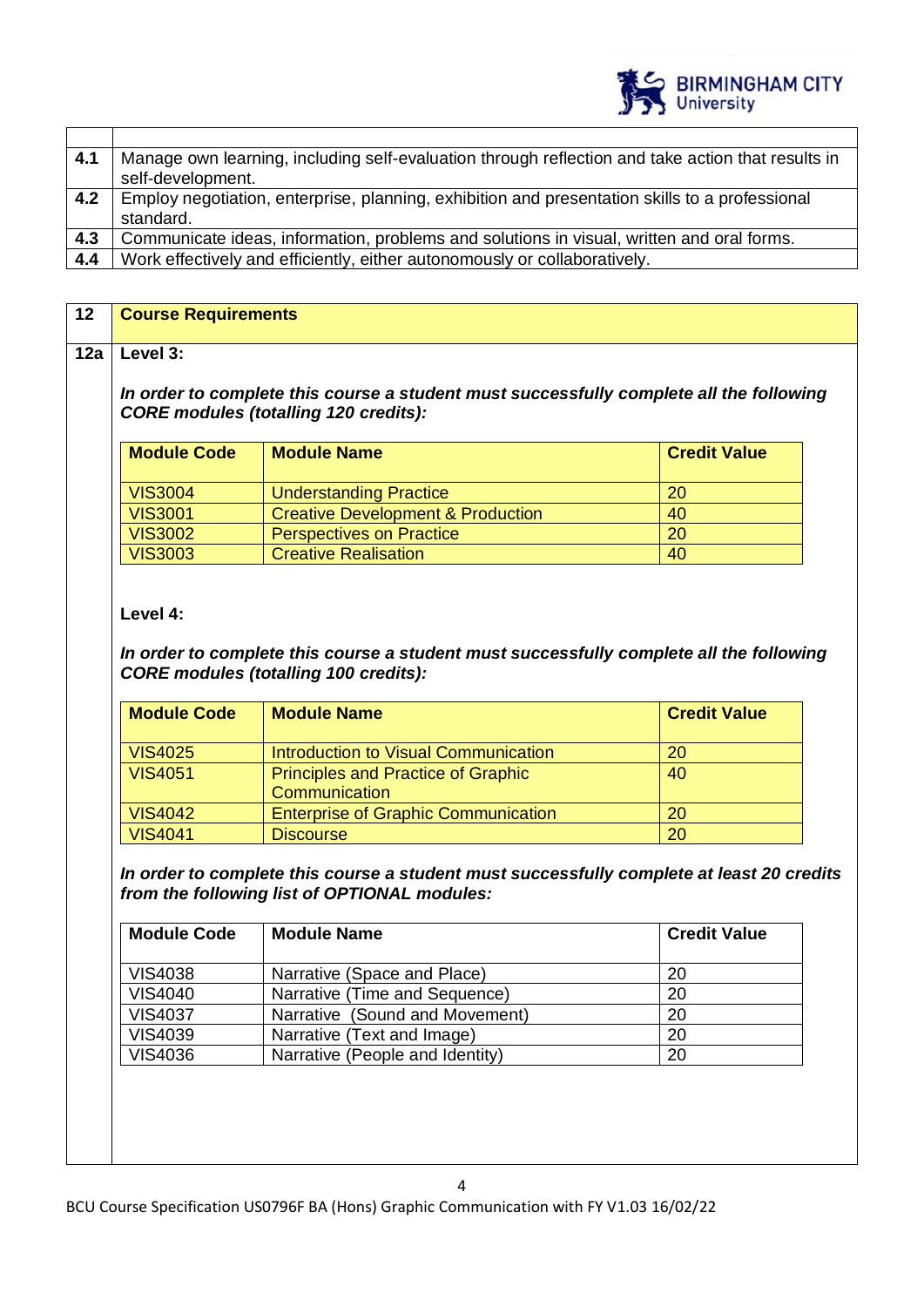| | |
|---|---|
| **4.1** | Manage own learning, including self-evaluation through reflection and take action that results in self-development. |
| **4.2** | Employ negotiation, enterprise, planning, exhibition and presentation skills to a professional standard. |
| **4.3** | Communicate ideas, information, problems and solutions in visual, written and oral forms. |
| **4.4** | Work effectively and efficiently, either autonomously or collaboratively. |

## 12 Course Requirements

### 12a Level 3:

***In order to complete this course a student must successfully complete all the following CORE modules (totalling 120 credits):***

| Module Code | Module Name | Credit Value |
|---|---|---|
| VIS3004 | Understanding Practice | 20 |
| VIS3001 | Creative Development & Production | 40 |
| VIS3002 | Perspectives on Practice | 20 |
| VIS3003 | Creative Realisation | 40 |

**Level 4:**

***In order to complete this course a student must successfully complete all the following CORE modules (totalling 100 credits):***

| Module Code | Module Name | Credit Value |
|---|---|---|
| VIS4025 | Introduction to Visual Communication | 20 |
| VIS4051 | Principles and Practice of Graphic Communication | 40 |
| VIS4042 | Enterprise of Graphic Communication | 20 |
| VIS4041 | Discourse | 20 |

***In order to complete this course a student must successfully complete at least 20 credits from the following list of OPTIONAL modules:***

| Module Code | Module Name | Credit Value |
|---|---|---|
| VIS4038 | Narrative (Space and Place) | 20 |
| VIS4040 | Narrative (Time and Sequence) | 20 |
| VIS4037 | Narrative (Sound and Movement) | 20 |
| VIS4039 | Narrative (Text and Image) | 20 |
| VIS4036 | Narrative (People and Identity) | 20 |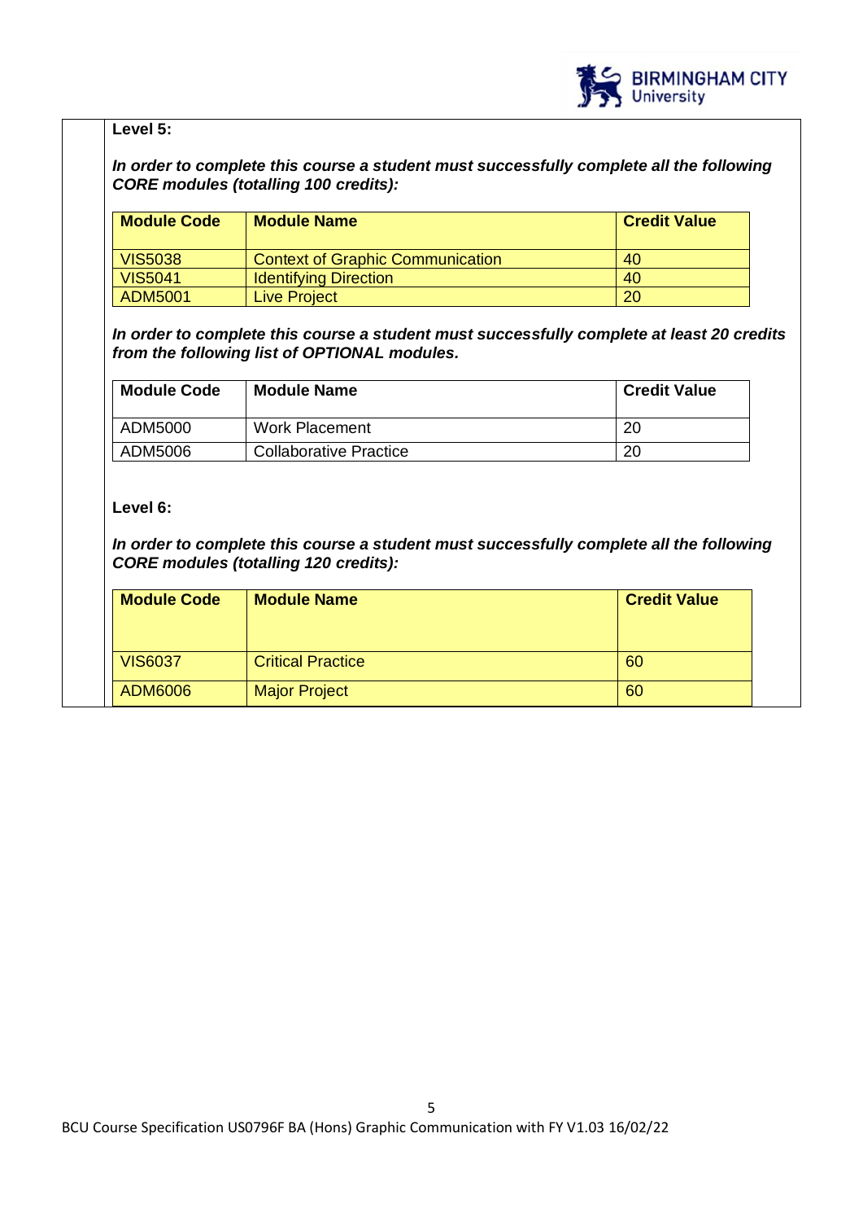**Level 5:**

***In order to complete this course a student must successfully complete all the following CORE modules (totalling 100 credits):***

| Module Code | Module Name | Credit Value |
|---|---|---|
| VIS5038 | Context of Graphic Communication | 40 |
| VIS5041 | Identifying Direction | 40 |
| ADM5001 | Live Project | 20 |

***In order to complete this course a student must successfully complete at least 20 credits from the following list of OPTIONAL modules.***

| Module Code | Module Name | Credit Value |
|---|---|---|
| ADM5000 | Work Placement | 20 |
| ADM5006 | Collaborative Practice | 20 |

**Level 6:**

***In order to complete this course a student must successfully complete all the following CORE modules (totalling 120 credits):***

| Module Code | Module Name | Credit Value |
|---|---|---|
| VIS6037 | Critical Practice | 60 |
| ADM6006 | Major Project | 60 |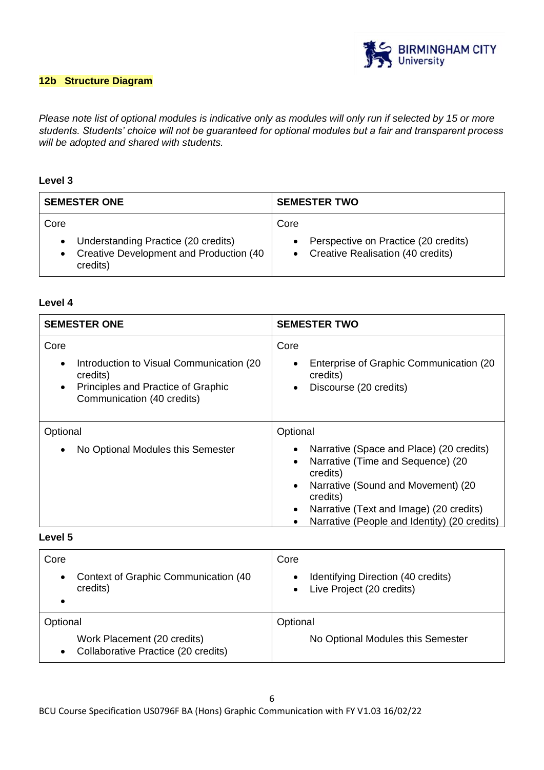## 12b Structure Diagram

*Please note list of optional modules is indicative only as modules will only run if selected by 15 or more students. Students' choice will not be guaranteed for optional modules but a fair and transparent process will be adopted and shared with students.*

### Level 3

| SEMESTER ONE | SEMESTER TWO |
|---|---|
| Core<br>• Understanding Practice (20 credits)<br>• Creative Development and Production (40 credits) | Core<br>• Perspective on Practice (20 credits)<br>• Creative Realisation (40 credits) |

### Level 4

| SEMESTER ONE | SEMESTER TWO |
|---|---|
| Core<br>• Introduction to Visual Communication (20 credits)<br>• Principles and Practice of Graphic Communication (40 credits) | Core<br>• Enterprise of Graphic Communication (20 credits)<br>• Discourse (20 credits) |
| Optional<br>• No Optional Modules this Semester | Optional<br>• Narrative (Space and Place) (20 credits)<br>• Narrative (Time and Sequence) (20 credits)<br>• Narrative (Sound and Movement) (20 credits)<br>• Narrative (Text and Image) (20 credits)<br>• Narrative (People and Identity) (20 credits) |

### Level 5

| | |
|---|---|
| Core<br>• Context of Graphic Communication (40 credits)<br>• | Core<br>• Identifying Direction (40 credits)<br>• Live Project (20 credits) |
| Optional<br>Work Placement (20 credits)<br>• Collaborative Practice (20 credits) | Optional<br>No Optional Modules this Semester |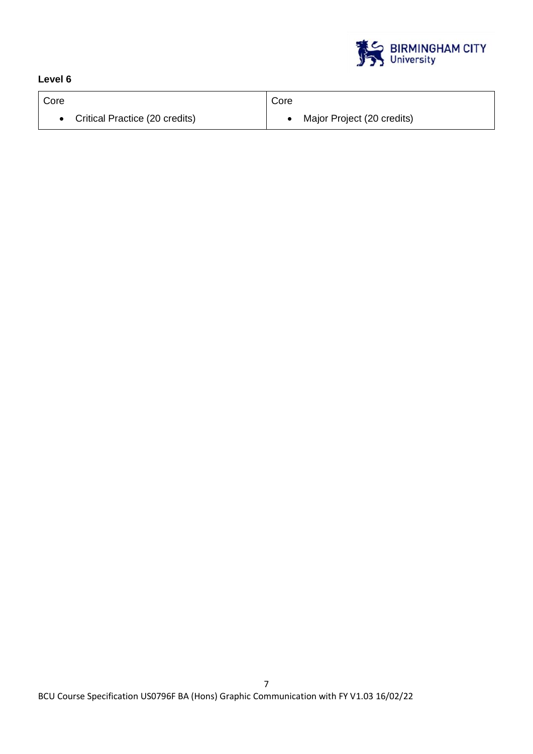**Level 6**

| Core | Core |
| --- | --- |
| • Critical Practice (20 credits) | • Major Project (20 credits) |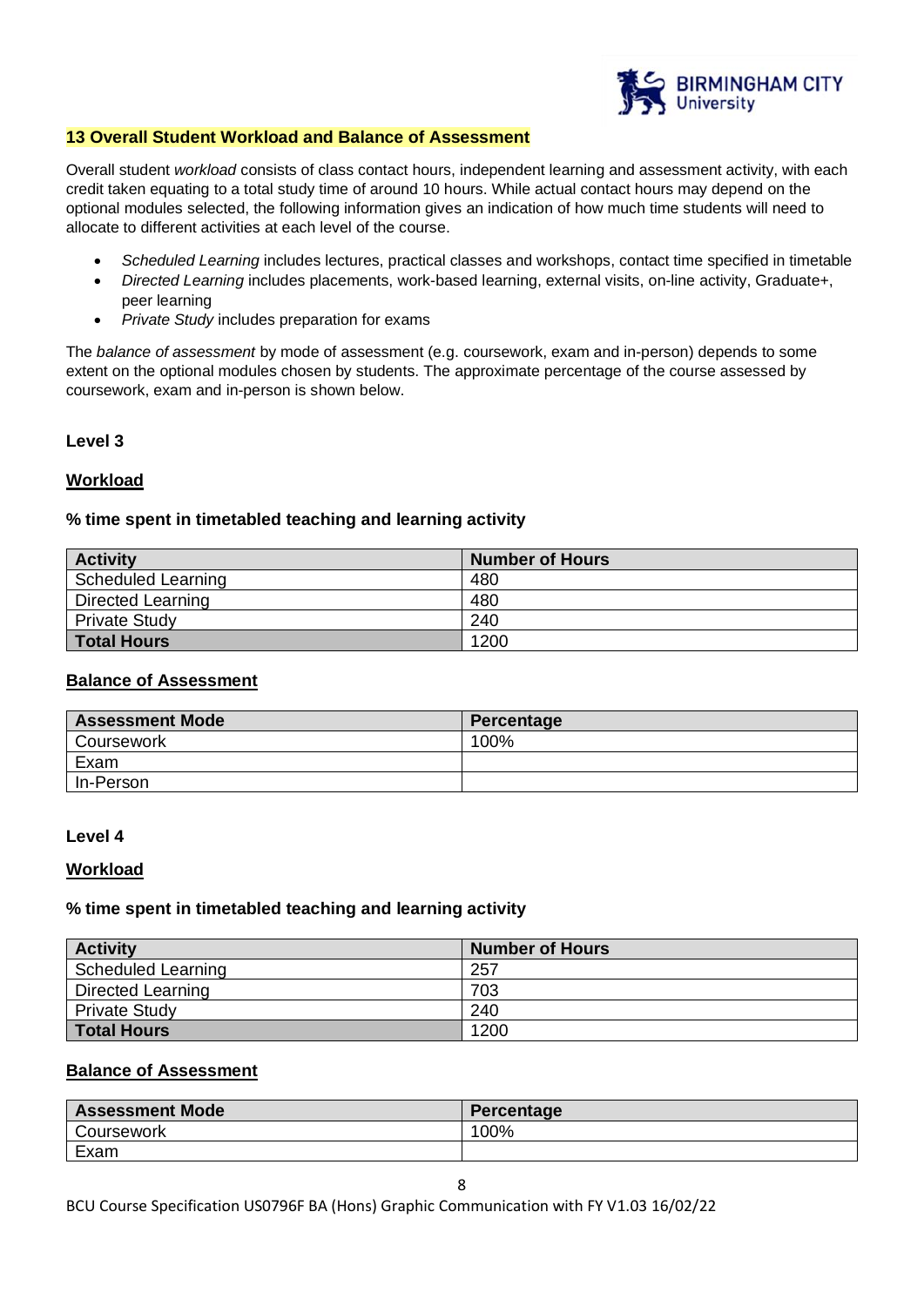## 13 Overall Student Workload and Balance of Assessment

Overall student *workload* consists of class contact hours, independent learning and assessment activity, with each credit taken equating to a total study time of around 10 hours. While actual contact hours may depend on the optional modules selected, the following information gives an indication of how much time students will need to allocate to different activities at each level of the course.

- *Scheduled Learning* includes lectures, practical classes and workshops, contact time specified in timetable
- *Directed Learning* includes placements, work-based learning, external visits, on-line activity, Graduate+, peer learning
- *Private Study* includes preparation for exams

The *balance of assessment* by mode of assessment (e.g. coursework, exam and in-person) depends to some extent on the optional modules chosen by students. The approximate percentage of the course assessed by coursework, exam and in-person is shown below.

### Level 3

**Workload**

**% time spent in timetabled teaching and learning activity**

| Activity | Number of Hours |
|---|---|
| Scheduled Learning | 480 |
| Directed Learning | 480 |
| Private Study | 240 |
| **Total Hours** | 1200 |

**Balance of Assessment**

| Assessment Mode | Percentage |
|---|---|
| Coursework | 100% |
| Exam | |
| In-Person | |

### Level 4

**Workload**

**% time spent in timetabled teaching and learning activity**

| Activity | Number of Hours |
|---|---|
| Scheduled Learning | 257 |
| Directed Learning | 703 |
| Private Study | 240 |
| **Total Hours** | 1200 |

**Balance of Assessment**

| Assessment Mode | Percentage |
|---|---|
| Coursework | 100% |
| Exam | |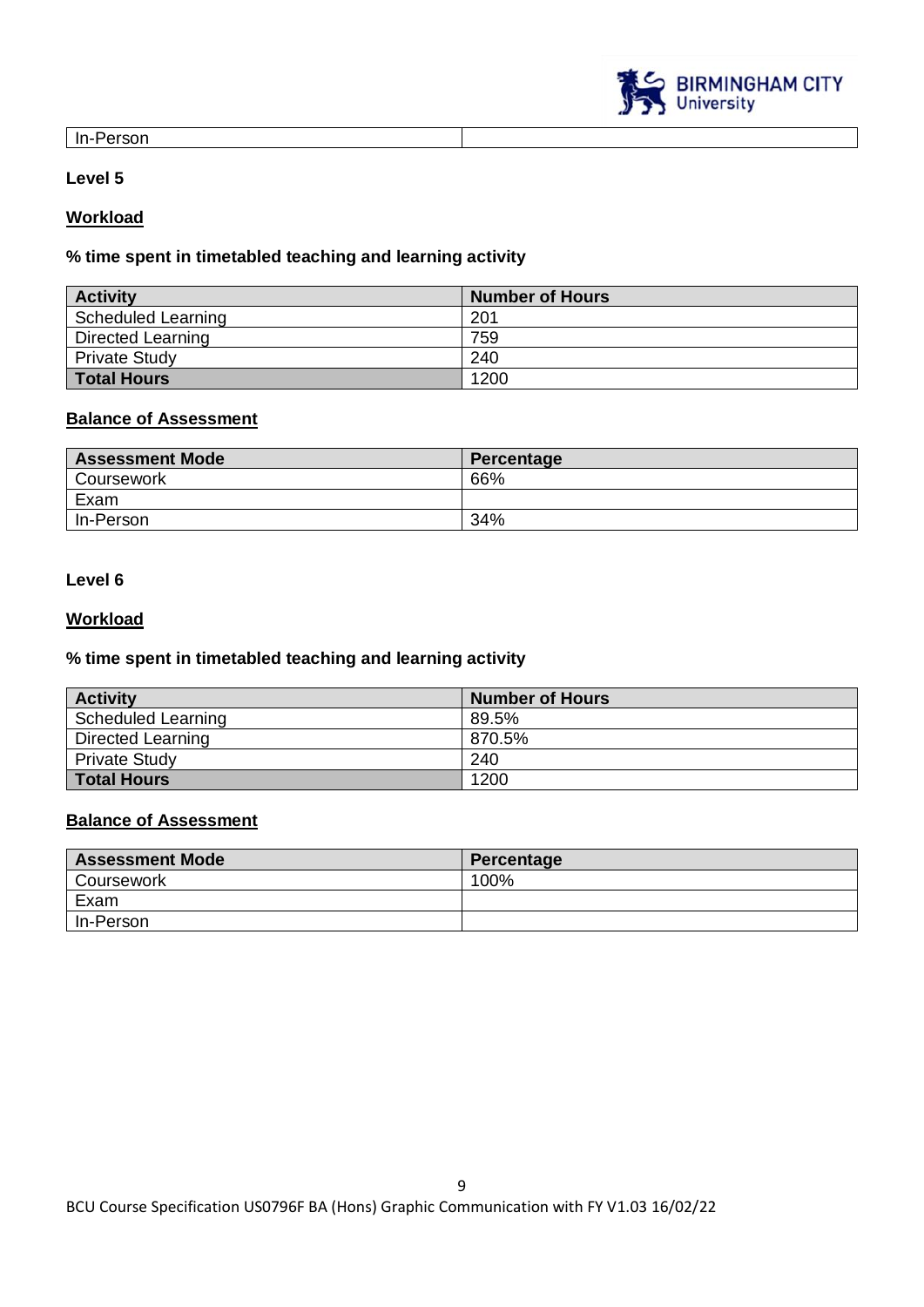| | |
|---|---|
| In-Person | |

**Level 5**

**Workload**

**% time spent in timetabled teaching and learning activity**

| Activity | Number of Hours |
|---|---|
| Scheduled Learning | 201 |
| Directed Learning | 759 |
| Private Study | 240 |
| **Total Hours** | 1200 |

**Balance of Assessment**

| Assessment Mode | Percentage |
|---|---|
| Coursework | 66% |
| Exam | |
| In-Person | 34% |

**Level 6**

**Workload**

**% time spent in timetabled teaching and learning activity**

| Activity | Number of Hours |
|---|---|
| Scheduled Learning | 89.5% |
| Directed Learning | 870.5% |
| Private Study | 240 |
| **Total Hours** | 1200 |

**Balance of Assessment**

| Assessment Mode | Percentage |
|---|---|
| Coursework | 100% |
| Exam | |
| In-Person | |